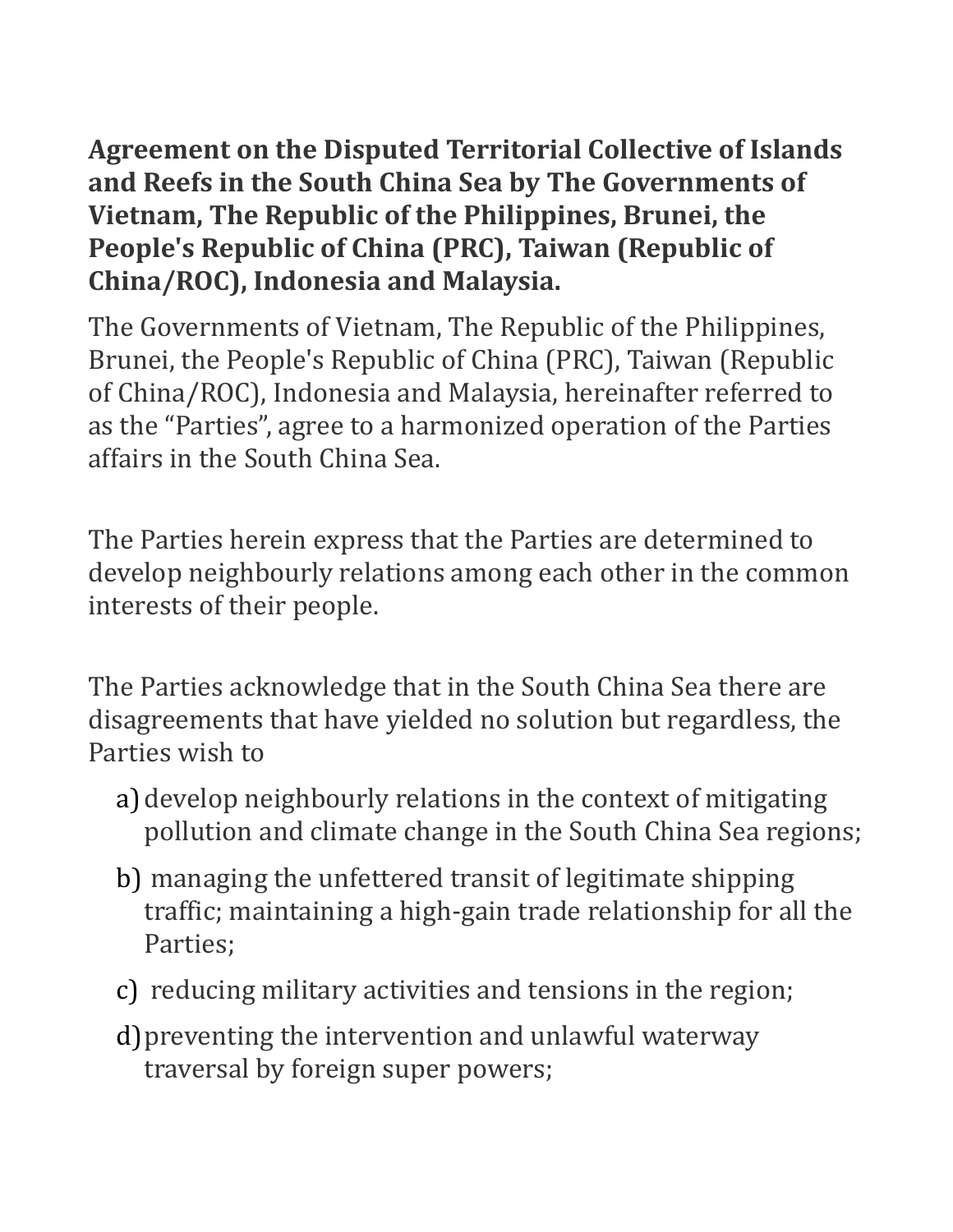**Agreement on the Disputed Territorial Collective of Islands and Reefs in the South China Sea by The Governments of Vietnam, The Republic of the Philippines, Brunei, the People's Republic of China (PRC), Taiwan (Republic of China/ROC), Indonesia and Malaysia.**

The Governments of Vietnam, The Republic of the Philippines, Brunei, the People's Republic of China (PRC), Taiwan (Republic of China/ROC), Indonesia and Malaysia, hereinafter referred to as the "Parties", agree to a harmonized operation of the Parties affairs in the South China Sea.

The Parties herein express that the Parties are determined to develop neighbourly relations among each other in the common interests of their people.

The Parties acknowledge that in the South China Sea there are disagreements that have yielded no solution but regardless, the Parties wish to

a) develop neighbourly relations in the context of mitigating pollution and climate change in the South China Sea regions;

b) managing the unfettered transit of legitimate shipping traffic; maintaining a high-gain trade relationship for all the Parties;

c) reducing military activities and tensions in the region;

d) preventing the intervention and unlawful waterway traversal by foreign super powers;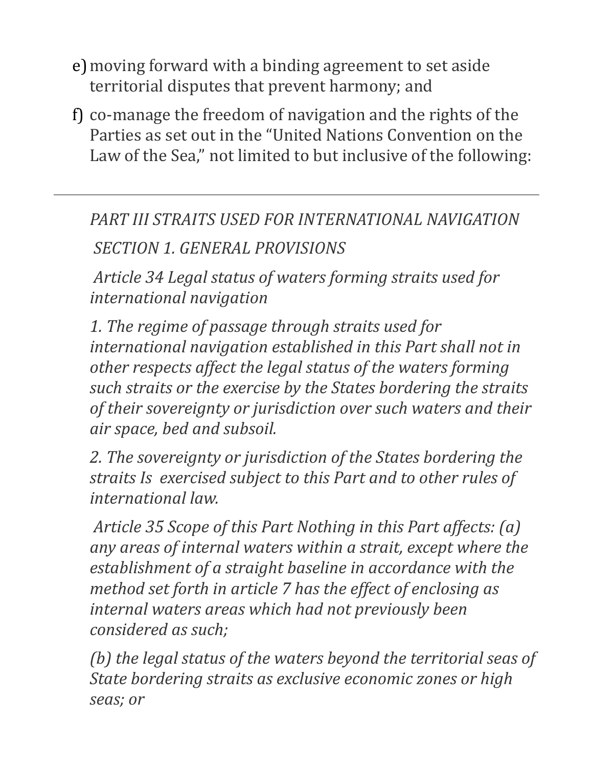e) moving forward with a binding agreement to set aside territorial disputes that prevent harmony; and

f) co-manage the freedom of navigation and the rights of the Parties as set out in the "United Nations Convention on the Law of the Sea," not limited to but inclusive of the following:

---

*PART III STRAITS USED FOR INTERNATIONAL NAVIGATION*

*SECTION 1. GENERAL PROVISIONS*

*Article 34 Legal status of waters forming straits used for international navigation*

*1. The regime of passage through straits used for international navigation established in this Part shall not in other respects affect the legal status of the waters forming such straits or the exercise by the States bordering the straits of their sovereignty or jurisdiction over such waters and their air space, bed and subsoil.*

*2. The sovereignty or jurisdiction of the States bordering the straits Is exercised subject to this Part and to other rules of international law.*

*Article 35 Scope of this Part Nothing in this Part affects: (a) any areas of internal waters within a strait, except where the establishment of a straight baseline in accordance with the method set forth in article 7 has the effect of enclosing as internal waters areas which had not previously been considered as such;*

*(b) the legal status of the waters beyond the territorial seas of State bordering straits as exclusive economic zones or high seas; or*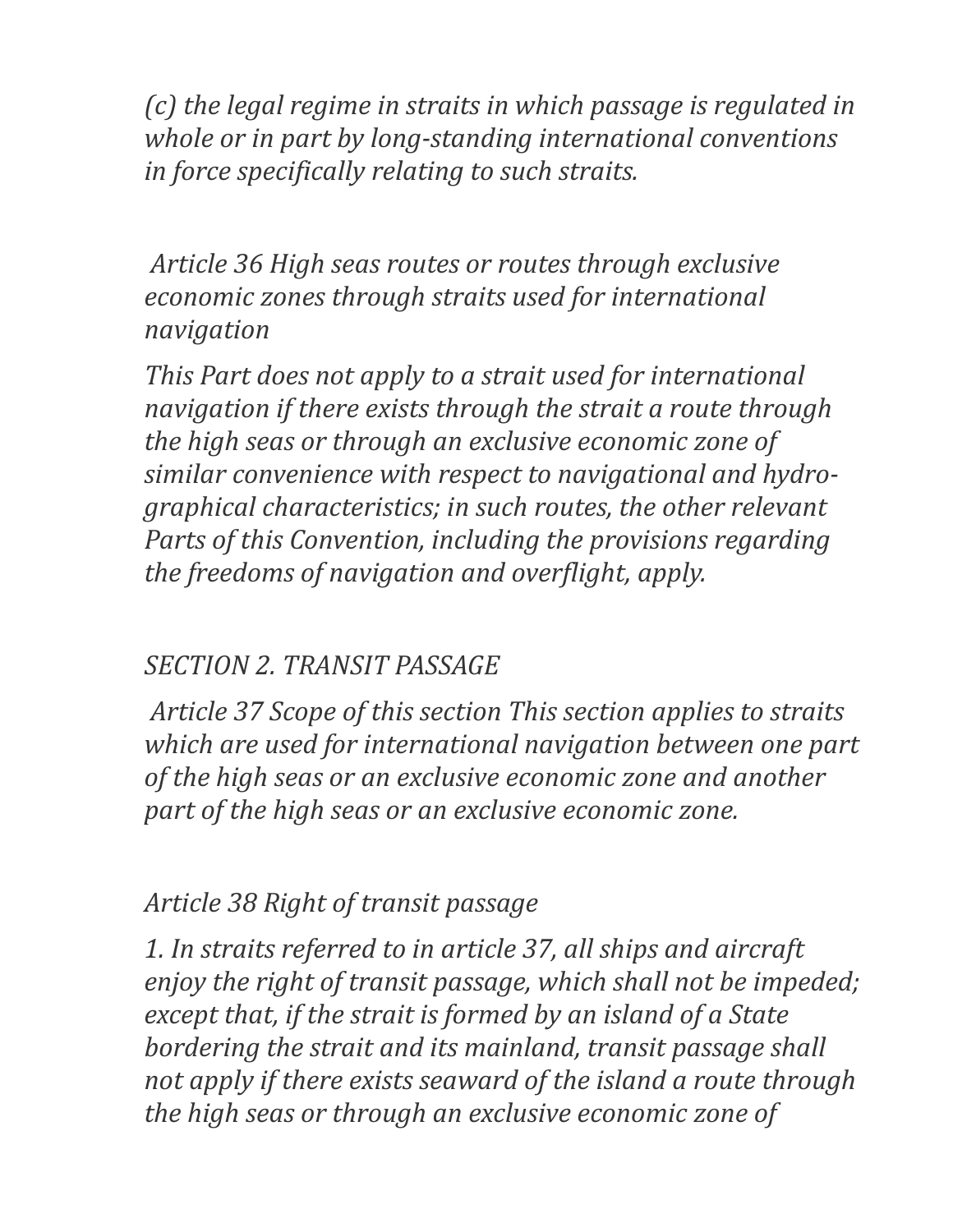*(c) the legal regime in straits in which passage is regulated in whole or in part by long-standing international conventions in force specifically relating to such straits.*

*Article 36 High seas routes or routes through exclusive economic zones through straits used for international navigation*

*This Part does not apply to a strait used for international navigation if there exists through the strait a route through the high seas or through an exclusive economic zone of similar convenience with respect to navigational and hydrographical characteristics; in such routes, the other relevant Parts of this Convention, including the provisions regarding the freedoms of navigation and overflight, apply.*

*SECTION 2. TRANSIT PASSAGE*

*Article 37 Scope of this section This section applies to straits which are used for international navigation between one part of the high seas or an exclusive economic zone and another part of the high seas or an exclusive economic zone.*

*Article 38 Right of transit passage*

*1. In straits referred to in article 37, all ships and aircraft enjoy the right of transit passage, which shall not be impeded; except that, if the strait is formed by an island of a State bordering the strait and its mainland, transit passage shall not apply if there exists seaward of the island a route through the high seas or through an exclusive economic zone of*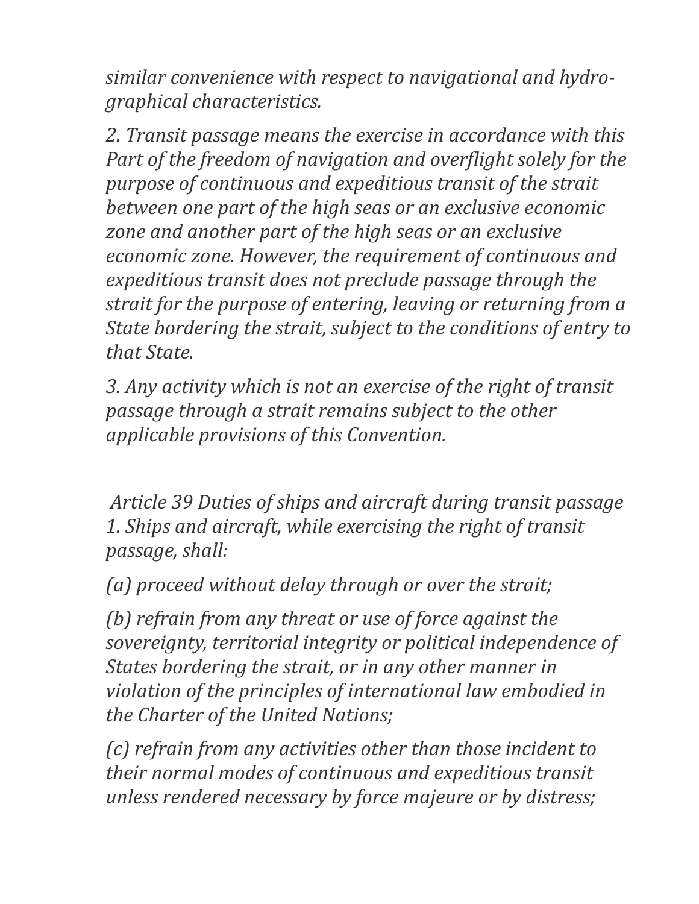*similar convenience with respect to navigational and hydro-graphical characteristics.*

*2. Transit passage means the exercise in accordance with this Part of the freedom of navigation and overflight solely for the purpose of continuous and expeditious transit of the strait between one part of the high seas or an exclusive economic zone and another part of the high seas or an exclusive economic zone. However, the requirement of continuous and expeditious transit does not preclude passage through the strait for the purpose of entering, leaving or returning from a State bordering the strait, subject to the conditions of entry to that State.*

*3. Any activity which is not an exercise of the right of transit passage through a strait remains subject to the other applicable provisions of this Convention.*

*Article 39 Duties of ships and aircraft during transit passage*
*1. Ships and aircraft, while exercising the right of transit passage, shall:*

*(a) proceed without delay through or over the strait;*

*(b) refrain from any threat or use of force against the sovereignty, territorial integrity or political independence of States bordering the strait, or in any other manner in violation of the principles of international law embodied in the Charter of the United Nations;*

*(c) refrain from any activities other than those incident to their normal modes of continuous and expeditious transit unless rendered necessary by force majeure or by distress;*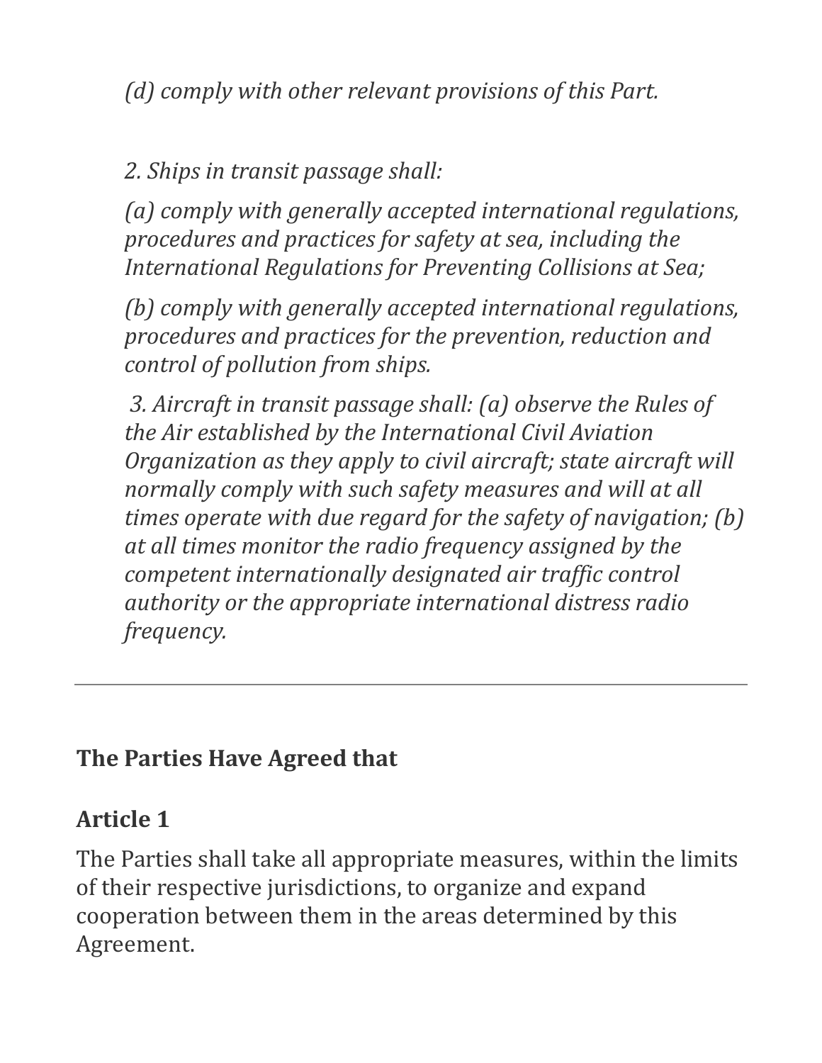*(d) comply with other relevant provisions of this Part.*

*2. Ships in transit passage shall:*

*(a) comply with generally accepted international regulations, procedures and practices for safety at sea, including the International Regulations for Preventing Collisions at Sea;*

*(b) comply with generally accepted international regulations, procedures and practices for the prevention, reduction and control of pollution from ships.*

*3. Aircraft in transit passage shall: (a) observe the Rules of the Air established by the International Civil Aviation Organization as they apply to civil aircraft; state aircraft will normally comply with such safety measures and will at all times operate with due regard for the safety of navigation; (b) at all times monitor the radio frequency assigned by the competent internationally designated air traffic control authority or the appropriate international distress radio frequency.*

---

**The Parties Have Agreed that**

**Article 1**

The Parties shall take all appropriate measures, within the limits of their respective jurisdictions, to organize and expand cooperation between them in the areas determined by this Agreement.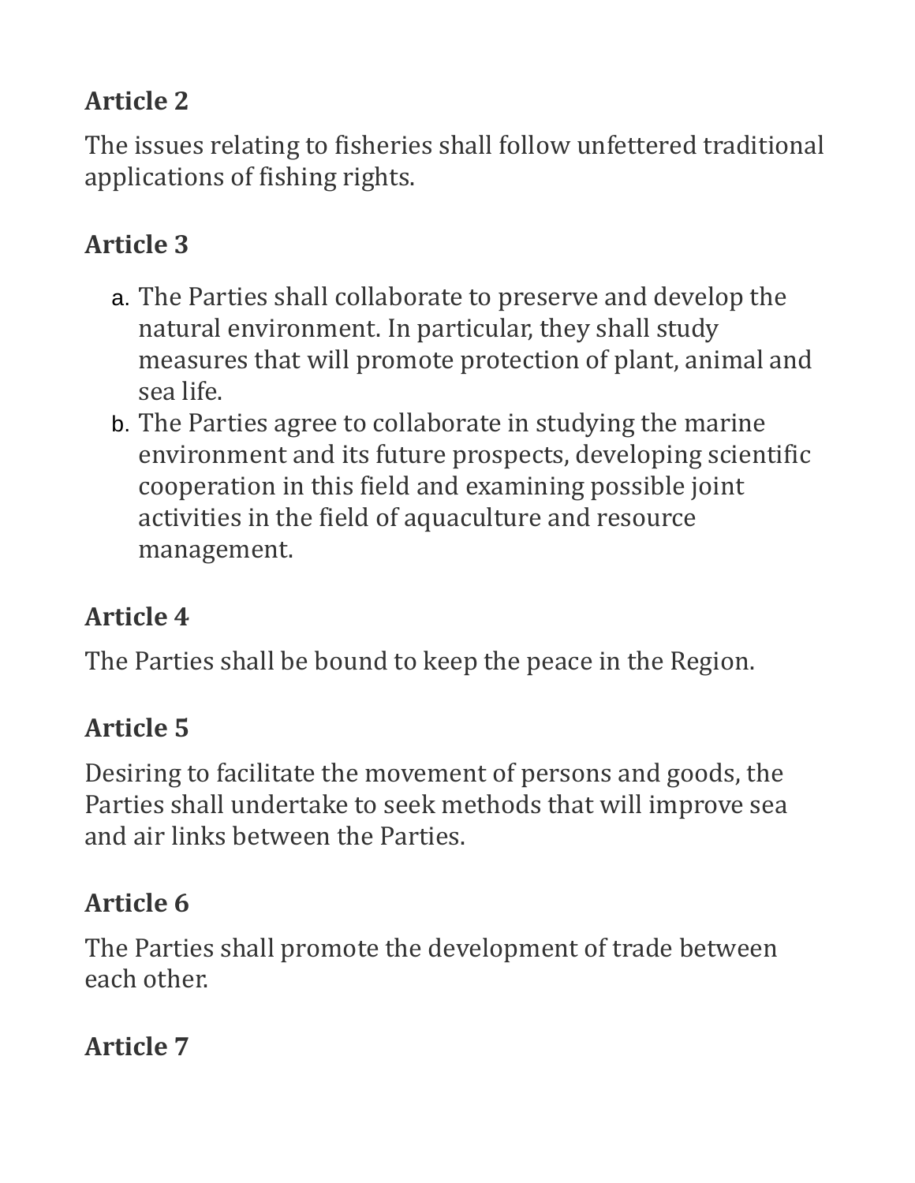**Article 2**

The issues relating to fisheries shall follow unfettered traditional applications of fishing rights.

**Article 3**

a. The Parties shall collaborate to preserve and develop the natural environment. In particular, they shall study measures that will promote protection of plant, animal and sea life.
b. The Parties agree to collaborate in studying the marine environment and its future prospects, developing scientific cooperation in this field and examining possible joint activities in the field of aquaculture and resource management.

**Article 4**

The Parties shall be bound to keep the peace in the Region.

**Article 5**

Desiring to facilitate the movement of persons and goods, the Parties shall undertake to seek methods that will improve sea and air links between the Parties.

**Article 6**

The Parties shall promote the development of trade between each other.

**Article 7**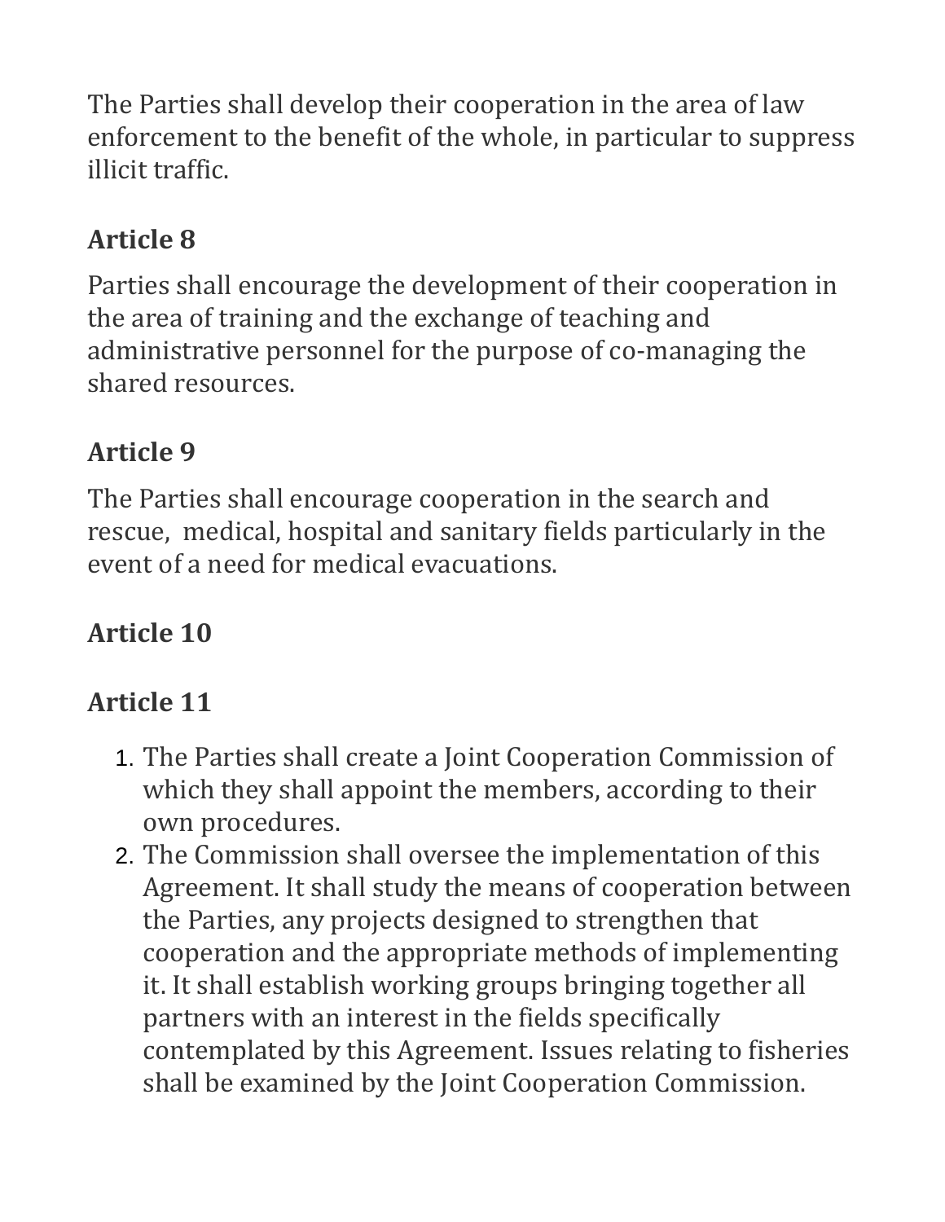The Parties shall develop their cooperation in the area of law enforcement to the benefit of the whole, in particular to suppress illicit traffic.

## Article 8

Parties shall encourage the development of their cooperation in the area of training and the exchange of teaching and administrative personnel for the purpose of co-managing the shared resources.

## Article 9

The Parties shall encourage cooperation in the search and rescue, medical, hospital and sanitary fields particularly in the event of a need for medical evacuations.

## Article 10

## Article 11

1. The Parties shall create a Joint Cooperation Commission of which they shall appoint the members, according to their own procedures.
2. The Commission shall oversee the implementation of this Agreement. It shall study the means of cooperation between the Parties, any projects designed to strengthen that cooperation and the appropriate methods of implementing it. It shall establish working groups bringing together all partners with an interest in the fields specifically contemplated by this Agreement. Issues relating to fisheries shall be examined by the Joint Cooperation Commission.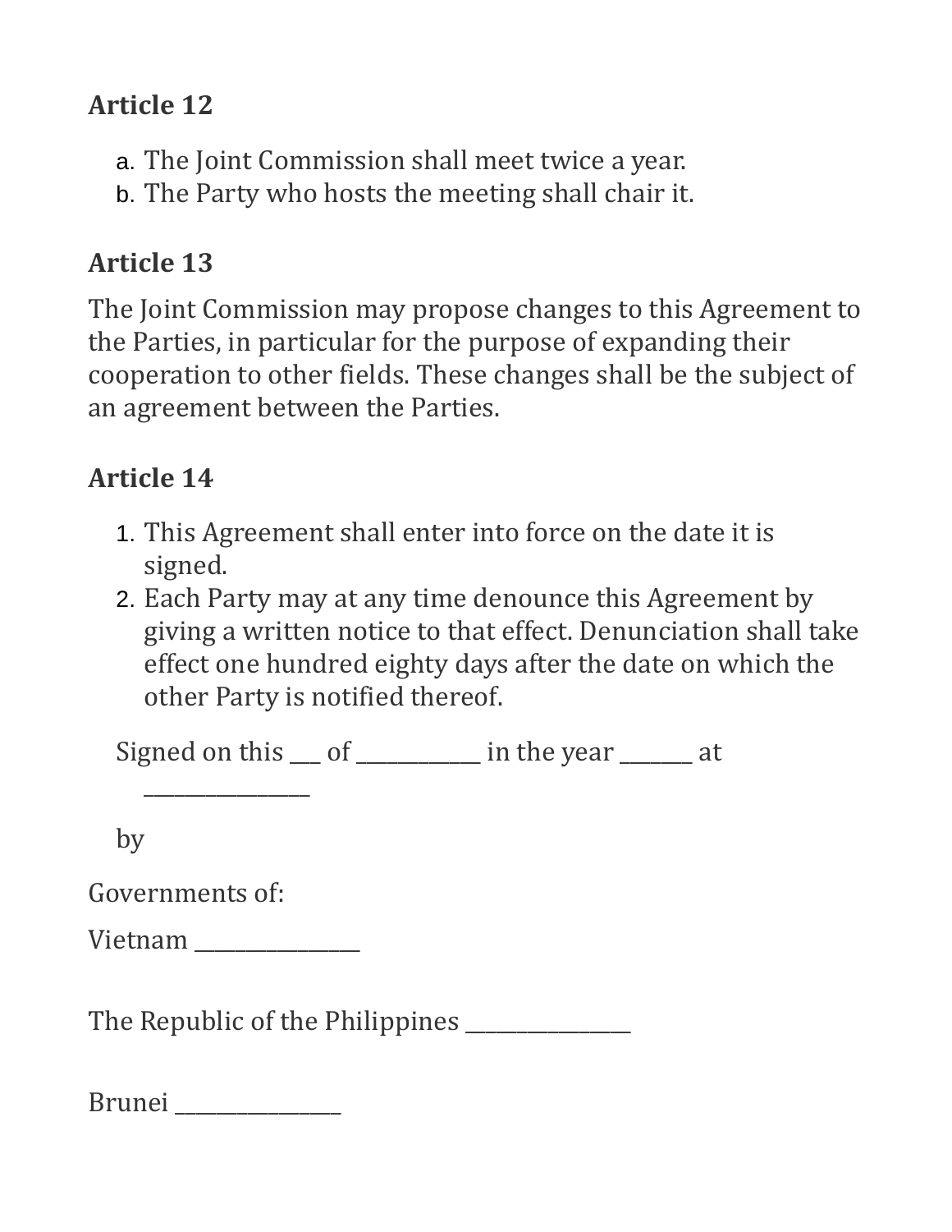**Article 12**

a. The Joint Commission shall meet twice a year.
b. The Party who hosts the meeting shall chair it.

**Article 13**

The Joint Commission may propose changes to this Agreement to the Parties, in particular for the purpose of expanding their cooperation to other fields. These changes shall be the subject of an agreement between the Parties.

**Article 14**

1. This Agreement shall enter into force on the date it is signed.
2. Each Party may at any time denounce this Agreement by giving a written notice to that effect. Denunciation shall take effect one hundred eighty days after the date on which the other Party is notified thereof.

Signed on this ___ of ____________ in the year _______ at ________________

by

Governments of:

Vietnam ________________

The Republic of the Philippines ________________

Brunei ________________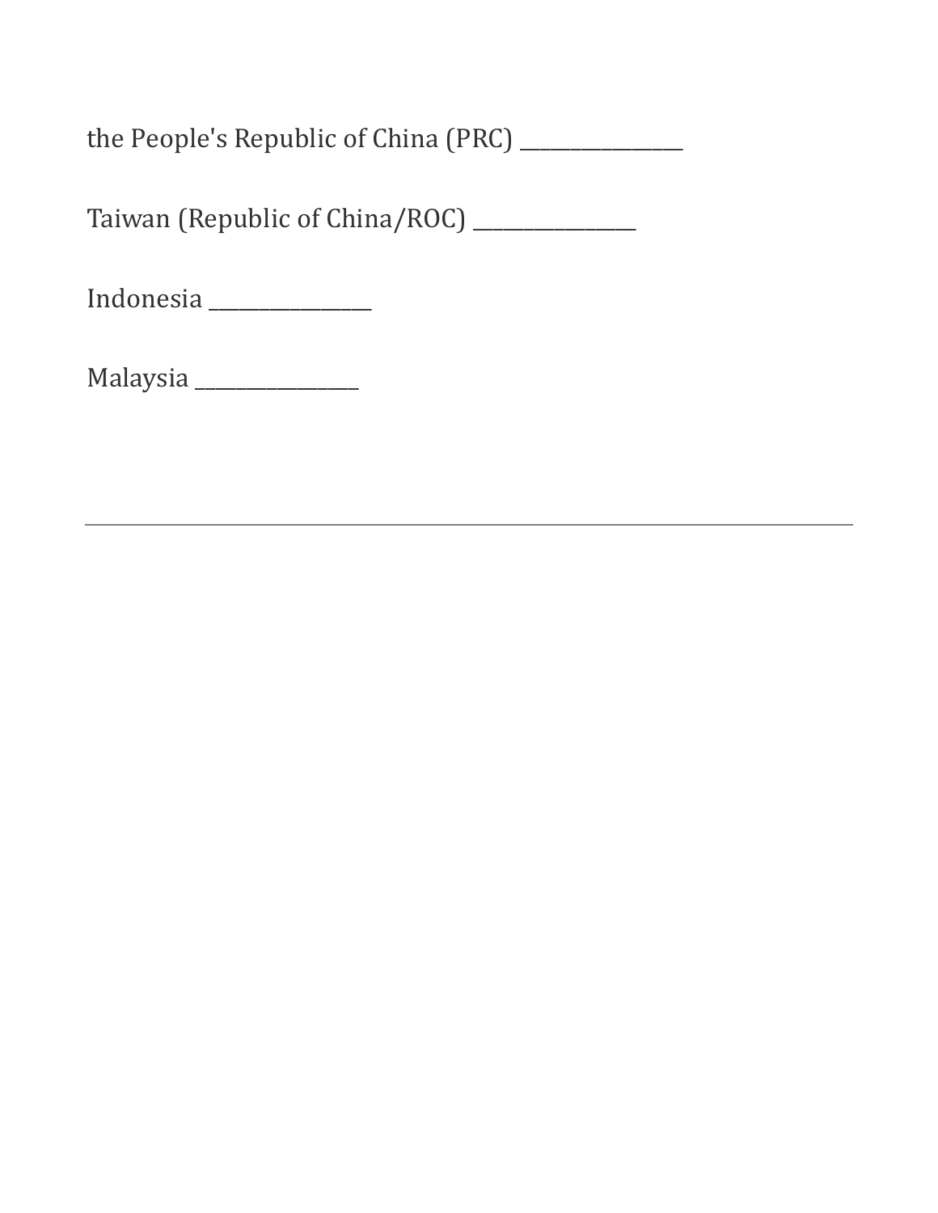the People's Republic of China (PRC) _______________

Taiwan (Republic of China/ROC) _______________

Indonesia _______________

Malaysia _______________

---